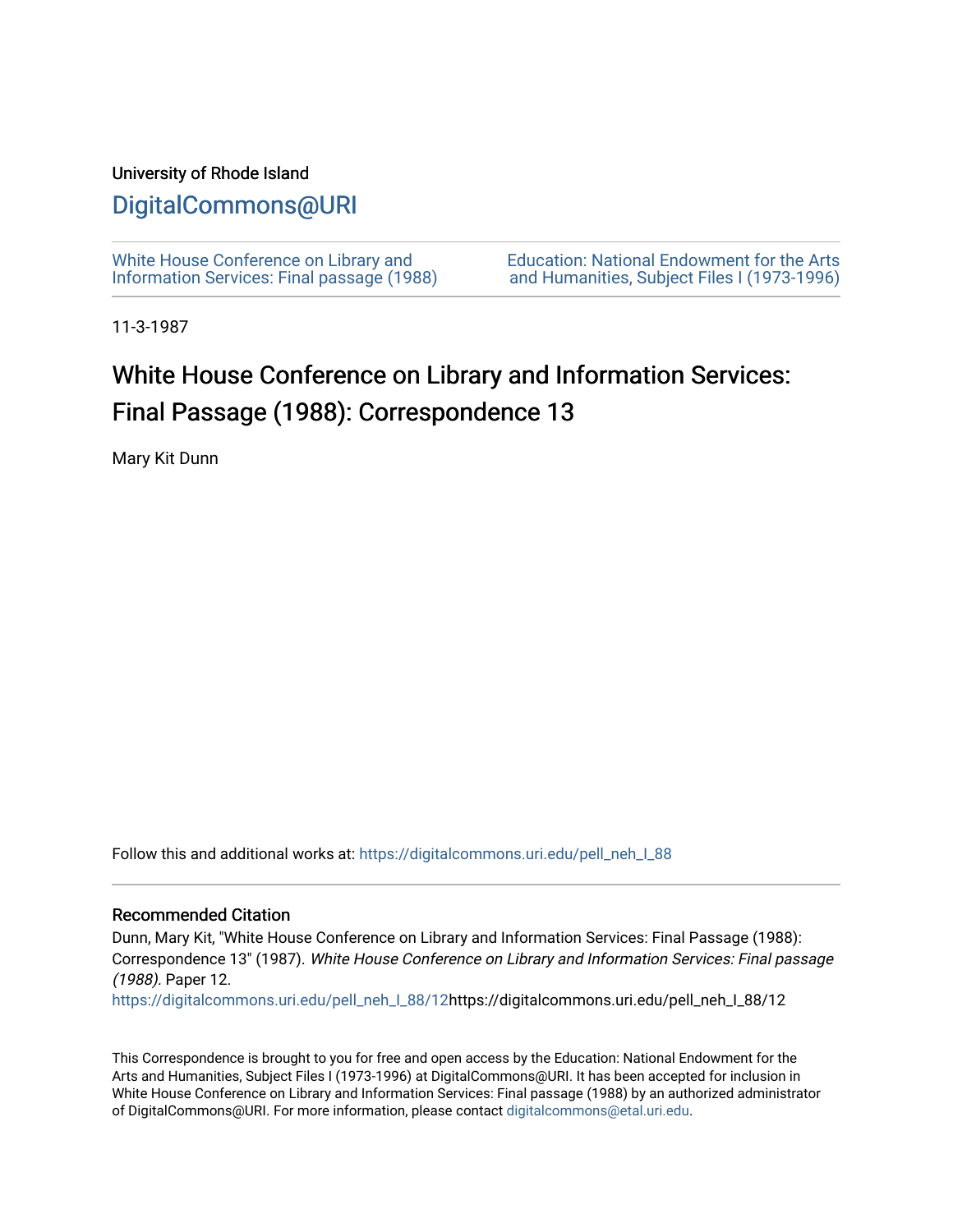University of Rhode Island

# DigitalCommons@URI

White House Conference on Library and Information Services: Final passage (1988)

Education: National Endowment for the Arts and Humanities, Subject Files I (1973-1996)

11-3-1987

## White House Conference on Library and Information Services: Final Passage (1988): Correspondence 13

Mary Kit Dunn

Follow this and additional works at: https://digitalcommons.uri.edu/pell_neh_I_88

### Recommended Citation

Dunn, Mary Kit, "White House Conference on Library and Information Services: Final Passage (1988): Correspondence 13" (1987). *White House Conference on Library and Information Services: Final passage (1988)*. Paper 12.
https://digitalcommons.uri.edu/pell_neh_I_88/12https://digitalcommons.uri.edu/pell_neh_I_88/12

This Correspondence is brought to you for free and open access by the Education: National Endowment for the Arts and Humanities, Subject Files I (1973-1996) at DigitalCommons@URI. It has been accepted for inclusion in White House Conference on Library and Information Services: Final passage (1988) by an authorized administrator of DigitalCommons@URI. For more information, please contact digitalcommons@etal.uri.edu.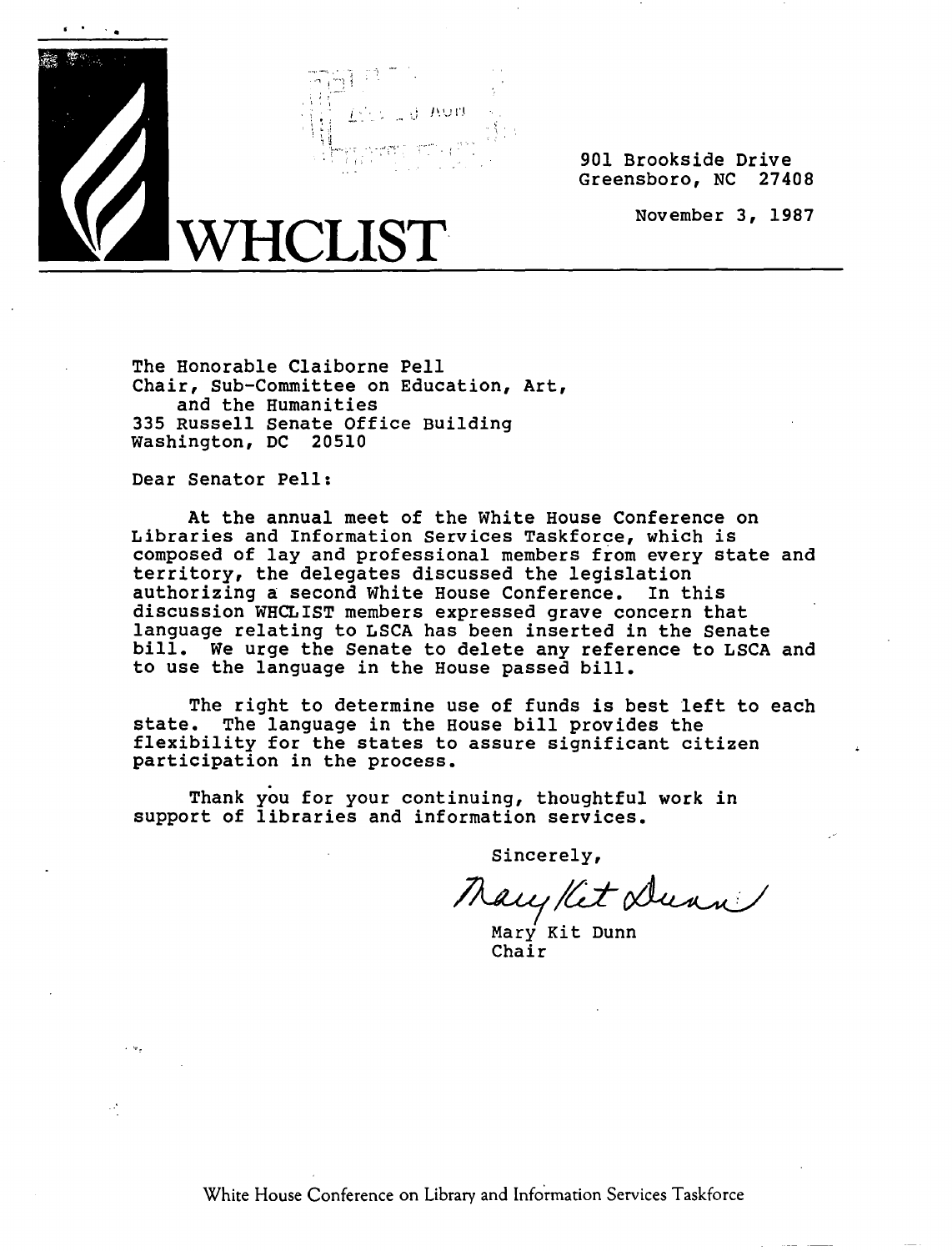# WHCLIST

901 Brookside Drive
Greensboro, NC 27408

November 3, 1987

The Honorable Claiborne Pell
Chair, Sub-Committee on Education, Art,
and the Humanities
335 Russell Senate Office Building
Washington, DC 20510

Dear Senator Pell:

At the annual meet of the White House Conference on Libraries and Information Services Taskforce, which is composed of lay and professional members from every state and territory, the delegates discussed the legislation authorizing a second White House Conference. In this discussion WHCLIST members expressed grave concern that language relating to LSCA has been inserted in the Senate bill. We urge the Senate to delete any reference to LSCA and to use the language in the House passed bill.

The right to determine use of funds is best left to each state. The language in the House bill provides the flexibility for the states to assure significant citizen participation in the process.

Thank you for your continuing, thoughtful work in support of libraries and information services.

Sincerely,

Mary Kit Dunn

Mary Kit Dunn
Chair

White House Conference on Library and Information Services Taskforce